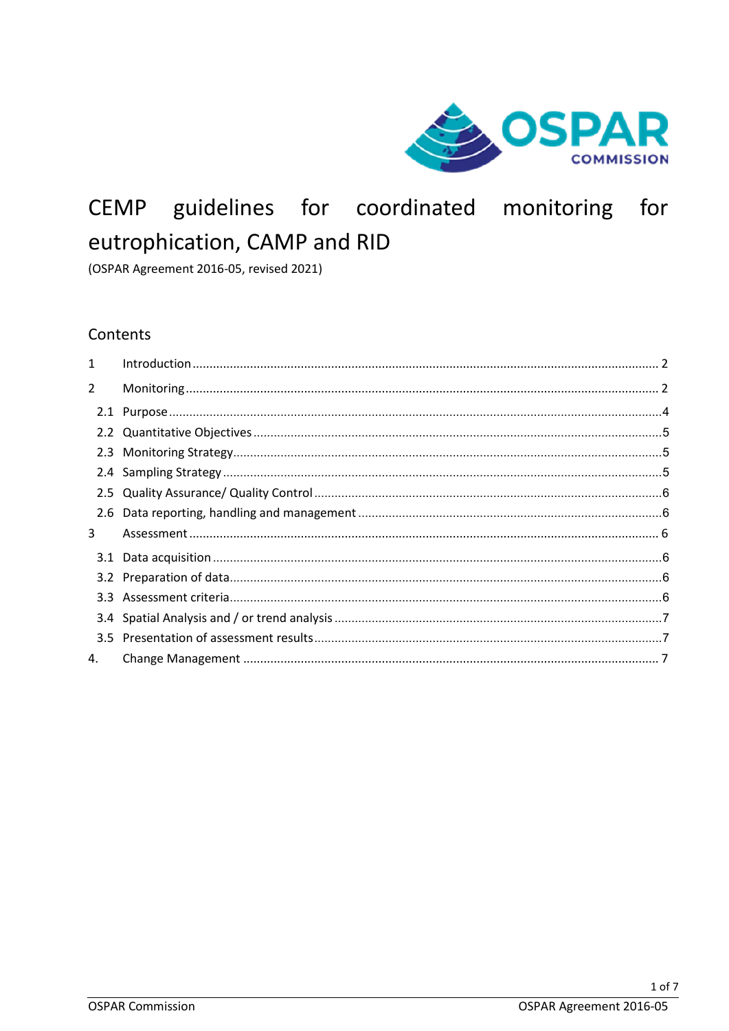# CEMP guidelines for coordinated monitoring for eutrophication, CAMP and RID

(OSPAR Agreement 2016-05, revised 2021)

## Contents

1 Introduction ..... 2

2 Monitoring ..... 2

- 2.1 Purpose ..... 4
- 2.2 Quantitative Objectives ..... 5
- 2.3 Monitoring Strategy ..... 5
- 2.4 Sampling Strategy ..... 5
- 2.5 Quality Assurance/ Quality Control ..... 6
- 2.6 Data reporting, handling and management ..... 6

3 Assessment ..... 6

- 3.1 Data acquisition ..... 6
- 3.2 Preparation of data ..... 6
- 3.3 Assessment criteria ..... 6
- 3.4 Spatial Analysis and / or trend analysis ..... 7
- 3.5 Presentation of assessment results ..... 7

4. Change Management ..... 7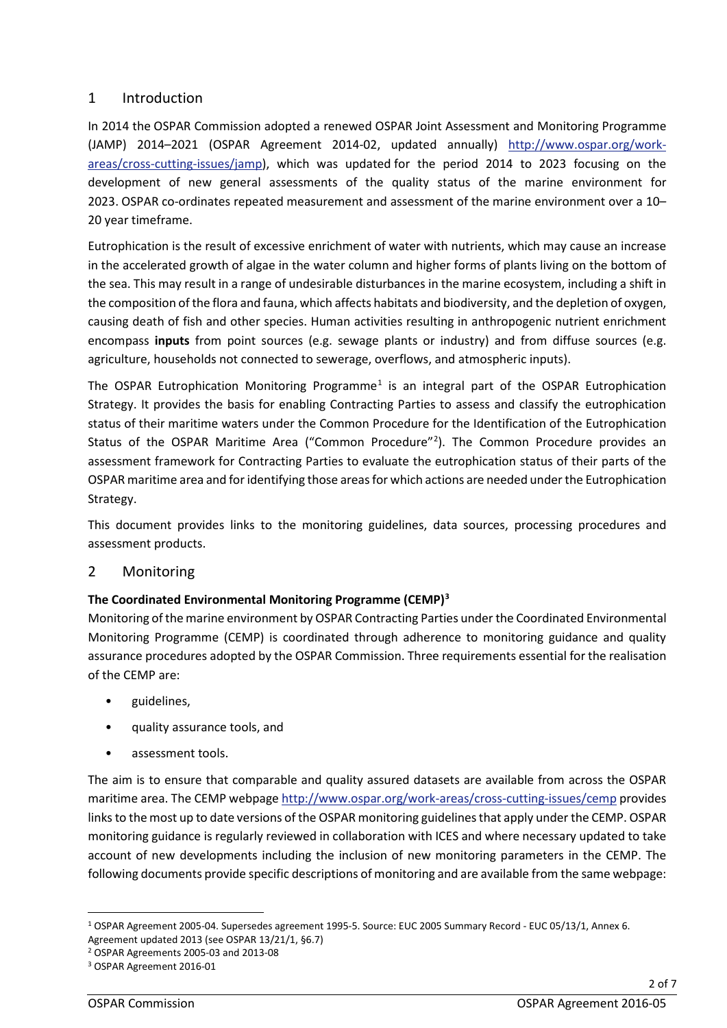## 1 Introduction

In 2014 the OSPAR Commission adopted a renewed OSPAR Joint Assessment and Monitoring Programme (JAMP) 2014–2021 (OSPAR Agreement 2014-02, updated annually) http://www.ospar.org/work-areas/cross-cutting-issues/jamp), which was updated for the period 2014 to 2023 focusing on the development of new general assessments of the quality status of the marine environment for 2023. OSPAR co-ordinates repeated measurement and assessment of the marine environment over a 10–20 year timeframe.

Eutrophication is the result of excessive enrichment of water with nutrients, which may cause an increase in the accelerated growth of algae in the water column and higher forms of plants living on the bottom of the sea. This may result in a range of undesirable disturbances in the marine ecosystem, including a shift in the composition of the flora and fauna, which affects habitats and biodiversity, and the depletion of oxygen, causing death of fish and other species. Human activities resulting in anthropogenic nutrient enrichment encompass **inputs** from point sources (e.g. sewage plants or industry) and from diffuse sources (e.g. agriculture, households not connected to sewerage, overflows, and atmospheric inputs).

The OSPAR Eutrophication Monitoring Programme[1] is an integral part of the OSPAR Eutrophication Strategy. It provides the basis for enabling Contracting Parties to assess and classify the eutrophication status of their maritime waters under the Common Procedure for the Identification of the Eutrophication Status of the OSPAR Maritime Area ("Common Procedure"[2]). The Common Procedure provides an assessment framework for Contracting Parties to evaluate the eutrophication status of their parts of the OSPAR maritime area and for identifying those areas for which actions are needed under the Eutrophication Strategy.

This document provides links to the monitoring guidelines, data sources, processing procedures and assessment products.

## 2 Monitoring

**The Coordinated Environmental Monitoring Programme (CEMP)[3]**

Monitoring of the marine environment by OSPAR Contracting Parties under the Coordinated Environmental Monitoring Programme (CEMP) is coordinated through adherence to monitoring guidance and quality assurance procedures adopted by the OSPAR Commission. Three requirements essential for the realisation of the CEMP are:

- guidelines,
- quality assurance tools, and
- assessment tools.

The aim is to ensure that comparable and quality assured datasets are available from across the OSPAR maritime area. The CEMP webpage http://www.ospar.org/work-areas/cross-cutting-issues/cemp provides links to the most up to date versions of the OSPAR monitoring guidelines that apply under the CEMP. OSPAR monitoring guidance is regularly reviewed in collaboration with ICES and where necessary updated to take account of new developments including the inclusion of new monitoring parameters in the CEMP. The following documents provide specific descriptions of monitoring and are available from the same webpage:

---

[1] OSPAR Agreement 2005-04. Supersedes agreement 1995-5. Source: EUC 2005 Summary Record - EUC 05/13/1, Annex 6. Agreement updated 2013 (see OSPAR 13/21/1, §6.7)

[2] OSPAR Agreements 2005-03 and 2013-08

[3] OSPAR Agreement 2016-01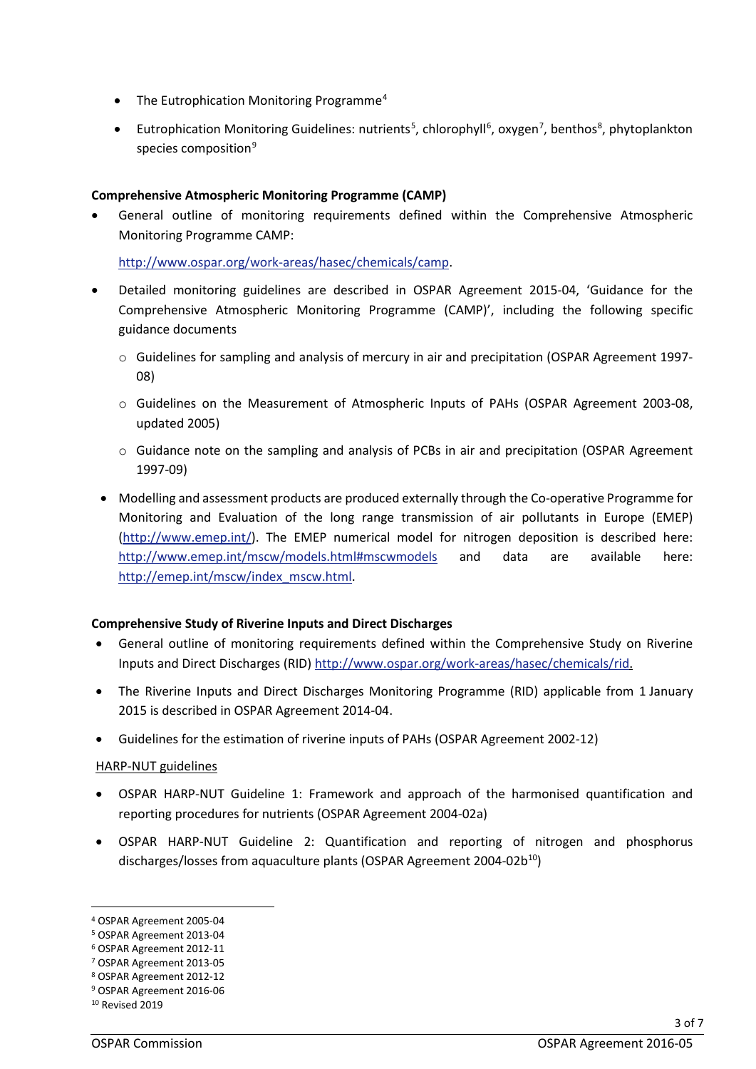- The Eutrophication Monitoring Programme[4]
- Eutrophication Monitoring Guidelines: nutrients[5], chlorophyll[6], oxygen[7], benthos[8], phytoplankton species composition[9]

**Comprehensive Atmospheric Monitoring Programme (CAMP)**

- General outline of monitoring requirements defined within the Comprehensive Atmospheric Monitoring Programme CAMP:

  http://www.ospar.org/work-areas/hasec/chemicals/camp.

- Detailed monitoring guidelines are described in OSPAR Agreement 2015-04, 'Guidance for the Comprehensive Atmospheric Monitoring Programme (CAMP)', including the following specific guidance documents
  - Guidelines for sampling and analysis of mercury in air and precipitation (OSPAR Agreement 1997-08)
  - Guidelines on the Measurement of Atmospheric Inputs of PAHs (OSPAR Agreement 2003-08, updated 2005)
  - Guidance note on the sampling and analysis of PCBs in air and precipitation (OSPAR Agreement 1997-09)
- Modelling and assessment products are produced externally through the Co-operative Programme for Monitoring and Evaluation of the long range transmission of air pollutants in Europe (EMEP) (http://www.emep.int/). The EMEP numerical model for nitrogen deposition is described here: http://www.emep.int/mscw/models.html#mscwmodels and data are available here: http://emep.int/mscw/index_mscw.html.

**Comprehensive Study of Riverine Inputs and Direct Discharges**

- General outline of monitoring requirements defined within the Comprehensive Study on Riverine Inputs and Direct Discharges (RID) http://www.ospar.org/work-areas/hasec/chemicals/rid.
- The Riverine Inputs and Direct Discharges Monitoring Programme (RID) applicable from 1 January 2015 is described in OSPAR Agreement 2014-04.
- Guidelines for the estimation of riverine inputs of PAHs (OSPAR Agreement 2002-12)

HARP-NUT guidelines

- OSPAR HARP-NUT Guideline 1: Framework and approach of the harmonised quantification and reporting procedures for nutrients (OSPAR Agreement 2004-02a)
- OSPAR HARP-NUT Guideline 2: Quantification and reporting of nitrogen and phosphorus discharges/losses from aquaculture plants (OSPAR Agreement 2004-02b[10])

---

[4] OSPAR Agreement 2005-04
[5] OSPAR Agreement 2013-04
[6] OSPAR Agreement 2012-11
[7] OSPAR Agreement 2013-05
[8] OSPAR Agreement 2012-12
[9] OSPAR Agreement 2016-06
[10] Revised 2019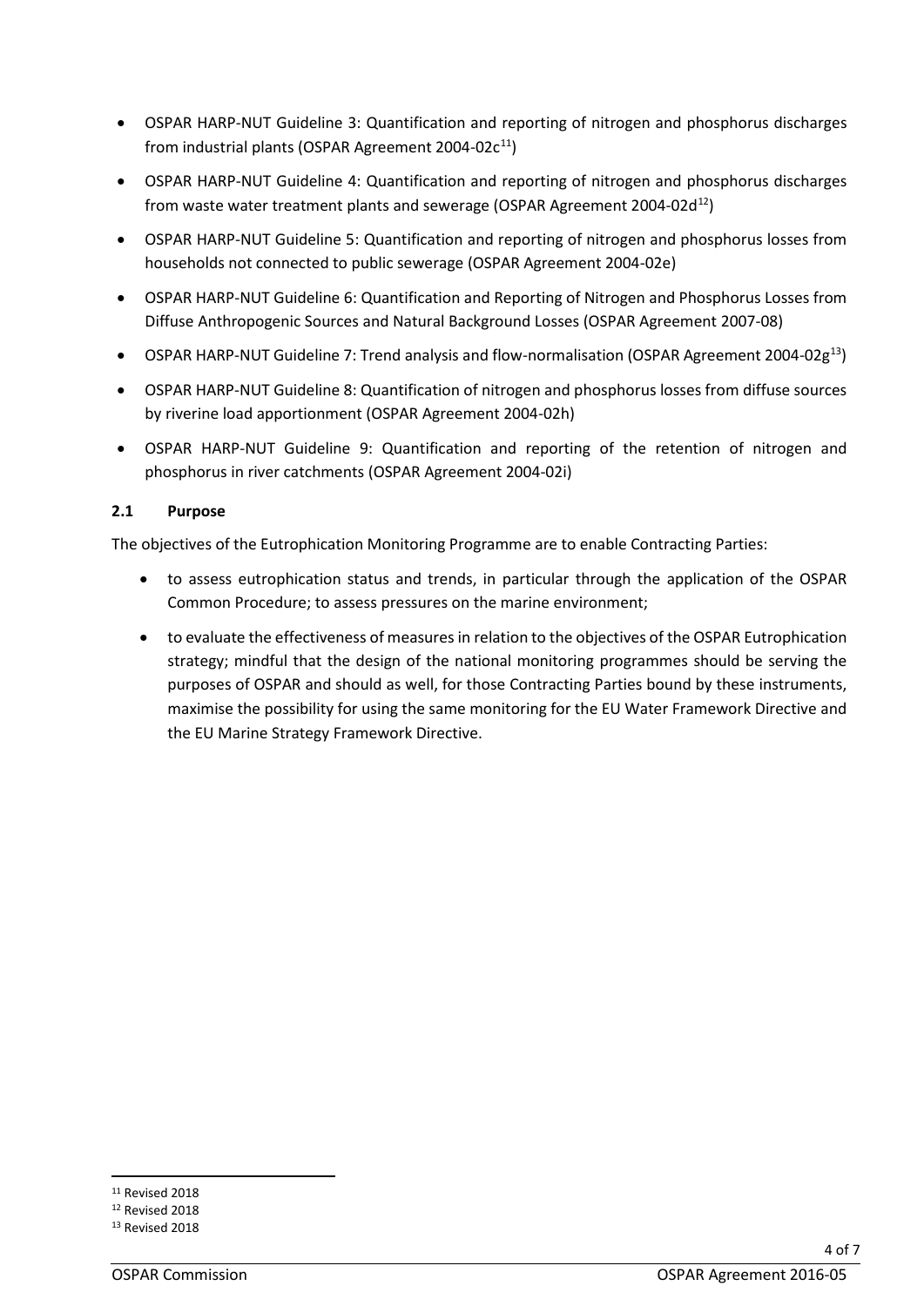- OSPAR HARP-NUT Guideline 3: Quantification and reporting of nitrogen and phosphorus discharges from industrial plants (OSPAR Agreement 2004-02c[11])
- OSPAR HARP-NUT Guideline 4: Quantification and reporting of nitrogen and phosphorus discharges from waste water treatment plants and sewerage (OSPAR Agreement 2004-02d[12])
- OSPAR HARP-NUT Guideline 5: Quantification and reporting of nitrogen and phosphorus losses from households not connected to public sewerage (OSPAR Agreement 2004-02e)
- OSPAR HARP-NUT Guideline 6: Quantification and Reporting of Nitrogen and Phosphorus Losses from Diffuse Anthropogenic Sources and Natural Background Losses (OSPAR Agreement 2007-08)
- OSPAR HARP-NUT Guideline 7: Trend analysis and flow-normalisation (OSPAR Agreement 2004-02g[13])
- OSPAR HARP-NUT Guideline 8: Quantification of nitrogen and phosphorus losses from diffuse sources by riverine load apportionment (OSPAR Agreement 2004-02h)
- OSPAR HARP-NUT Guideline 9: Quantification and reporting of the retention of nitrogen and phosphorus in river catchments (OSPAR Agreement 2004-02i)

### 2.1 Purpose

The objectives of the Eutrophication Monitoring Programme are to enable Contracting Parties:

- to assess eutrophication status and trends, in particular through the application of the OSPAR Common Procedure; to assess pressures on the marine environment;
- to evaluate the effectiveness of measures in relation to the objectives of the OSPAR Eutrophication strategy; mindful that the design of the national monitoring programmes should be serving the purposes of OSPAR and should as well, for those Contracting Parties bound by these instruments, maximise the possibility for using the same monitoring for the EU Water Framework Directive and the EU Marine Strategy Framework Directive.

---

[11] Revised 2018

[12] Revised 2018

[13] Revised 2018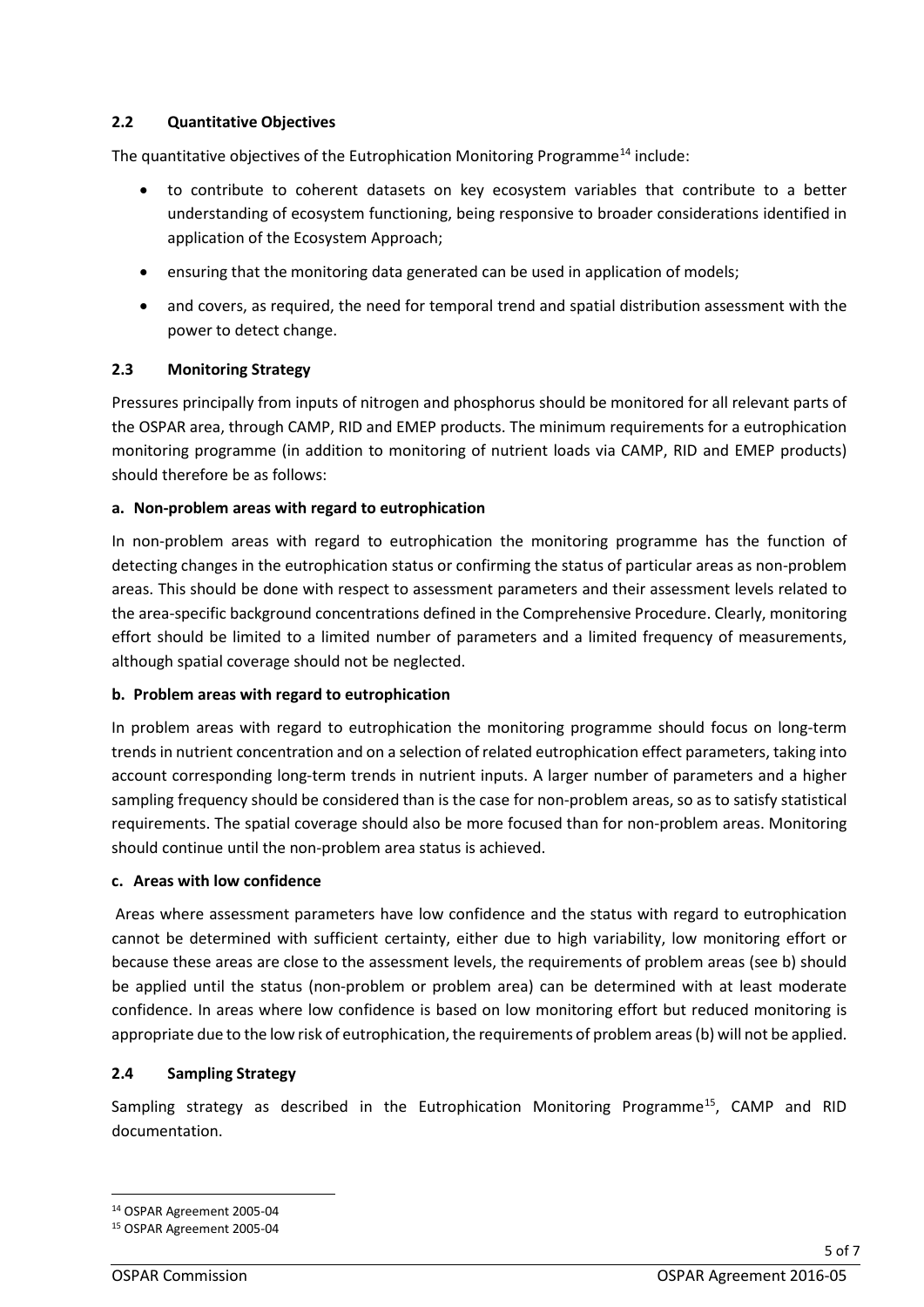### 2.2 Quantitative Objectives

The quantitative objectives of the Eutrophication Monitoring Programme[14] include:

- to contribute to coherent datasets on key ecosystem variables that contribute to a better understanding of ecosystem functioning, being responsive to broader considerations identified in application of the Ecosystem Approach;
- ensuring that the monitoring data generated can be used in application of models;
- and covers, as required, the need for temporal trend and spatial distribution assessment with the power to detect change.

### 2.3 Monitoring Strategy

Pressures principally from inputs of nitrogen and phosphorus should be monitored for all relevant parts of the OSPAR area, through CAMP, RID and EMEP products. The minimum requirements for a eutrophication monitoring programme (in addition to monitoring of nutrient loads via CAMP, RID and EMEP products) should therefore be as follows:

**a. Non-problem areas with regard to eutrophication**

In non-problem areas with regard to eutrophication the monitoring programme has the function of detecting changes in the eutrophication status or confirming the status of particular areas as non-problem areas. This should be done with respect to assessment parameters and their assessment levels related to the area-specific background concentrations defined in the Comprehensive Procedure. Clearly, monitoring effort should be limited to a limited number of parameters and a limited frequency of measurements, although spatial coverage should not be neglected.

**b. Problem areas with regard to eutrophication**

In problem areas with regard to eutrophication the monitoring programme should focus on long-term trends in nutrient concentration and on a selection of related eutrophication effect parameters, taking into account corresponding long-term trends in nutrient inputs. A larger number of parameters and a higher sampling frequency should be considered than is the case for non-problem areas, so as to satisfy statistical requirements. The spatial coverage should also be more focused than for non-problem areas. Monitoring should continue until the non-problem area status is achieved.

**c. Areas with low confidence**

Areas where assessment parameters have low confidence and the status with regard to eutrophication cannot be determined with sufficient certainty, either due to high variability, low monitoring effort or because these areas are close to the assessment levels, the requirements of problem areas (see b) should be applied until the status (non-problem or problem area) can be determined with at least moderate confidence. In areas where low confidence is based on low monitoring effort but reduced monitoring is appropriate due to the low risk of eutrophication, the requirements of problem areas (b) will not be applied.

### 2.4 Sampling Strategy

Sampling strategy as described in the Eutrophication Monitoring Programme[15], CAMP and RID documentation.

---

[14] OSPAR Agreement 2005-04

[15] OSPAR Agreement 2005-04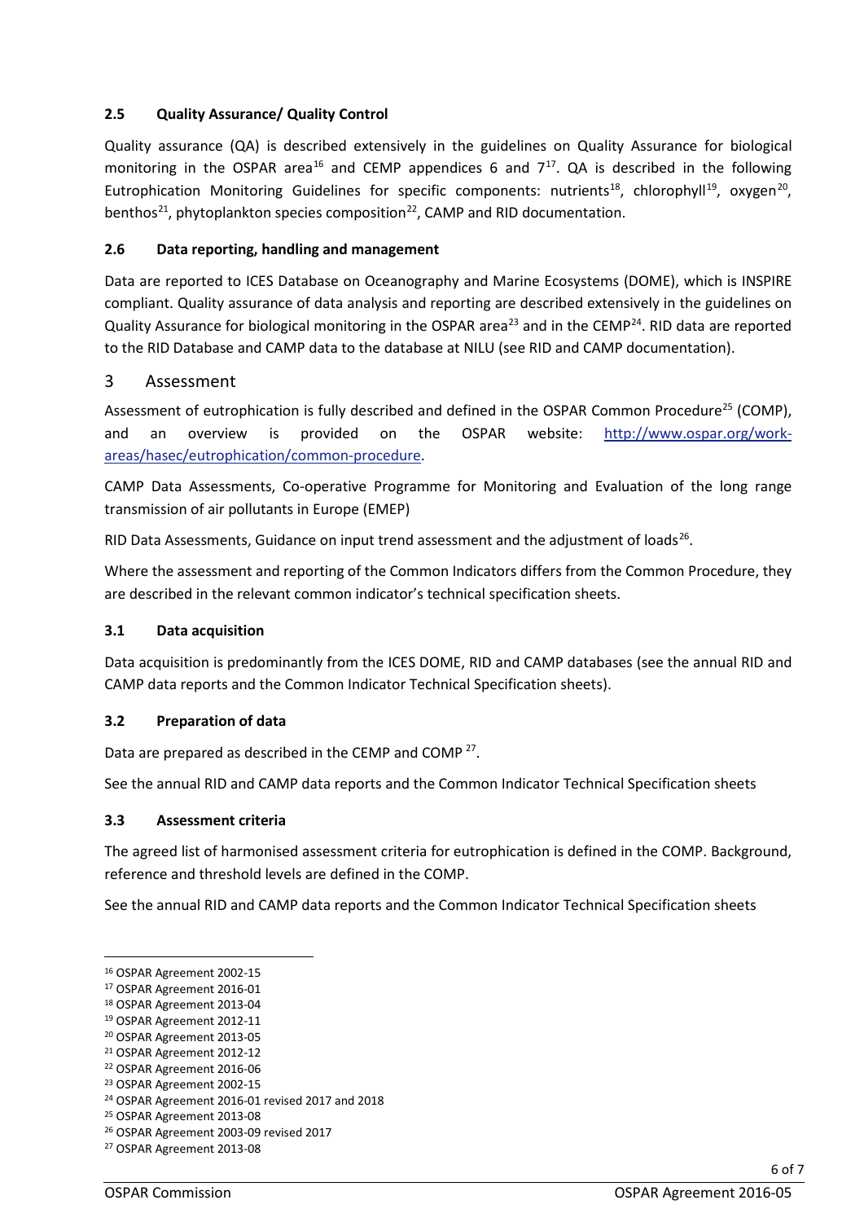### 2.5 Quality Assurance/ Quality Control

Quality assurance (QA) is described extensively in the guidelines on Quality Assurance for biological monitoring in the OSPAR area[16] and CEMP appendices 6 and 7[17]. QA is described in the following Eutrophication Monitoring Guidelines for specific components: nutrients[18], chlorophyll[19], oxygen[20], benthos[21], phytoplankton species composition[22], CAMP and RID documentation.

### 2.6 Data reporting, handling and management

Data are reported to ICES Database on Oceanography and Marine Ecosystems (DOME), which is INSPIRE compliant. Quality assurance of data analysis and reporting are described extensively in the guidelines on Quality Assurance for biological monitoring in the OSPAR area[23] and in the CEMP[24]. RID data are reported to the RID Database and CAMP data to the database at NILU (see RID and CAMP documentation).

## 3 Assessment

Assessment of eutrophication is fully described and defined in the OSPAR Common Procedure[25] (COMP), and an overview is provided on the OSPAR website: http://www.ospar.org/work-areas/hasec/eutrophication/common-procedure.

CAMP Data Assessments, Co-operative Programme for Monitoring and Evaluation of the long range transmission of air pollutants in Europe (EMEP)

RID Data Assessments, Guidance on input trend assessment and the adjustment of loads[26].

Where the assessment and reporting of the Common Indicators differs from the Common Procedure, they are described in the relevant common indicator's technical specification sheets.

### 3.1 Data acquisition

Data acquisition is predominantly from the ICES DOME, RID and CAMP databases (see the annual RID and CAMP data reports and the Common Indicator Technical Specification sheets).

### 3.2 Preparation of data

Data are prepared as described in the CEMP and COMP [27].

See the annual RID and CAMP data reports and the Common Indicator Technical Specification sheets

### 3.3 Assessment criteria

The agreed list of harmonised assessment criteria for eutrophication is defined in the COMP. Background, reference and threshold levels are defined in the COMP.

See the annual RID and CAMP data reports and the Common Indicator Technical Specification sheets

---

[16] OSPAR Agreement 2002-15
[17] OSPAR Agreement 2016-01
[18] OSPAR Agreement 2013-04
[19] OSPAR Agreement 2012-11
[20] OSPAR Agreement 2013-05
[21] OSPAR Agreement 2012-12
[22] OSPAR Agreement 2016-06
[23] OSPAR Agreement 2002-15
[24] OSPAR Agreement 2016-01 revised 2017 and 2018
[25] OSPAR Agreement 2013-08
[26] OSPAR Agreement 2003-09 revised 2017
[27] OSPAR Agreement 2013-08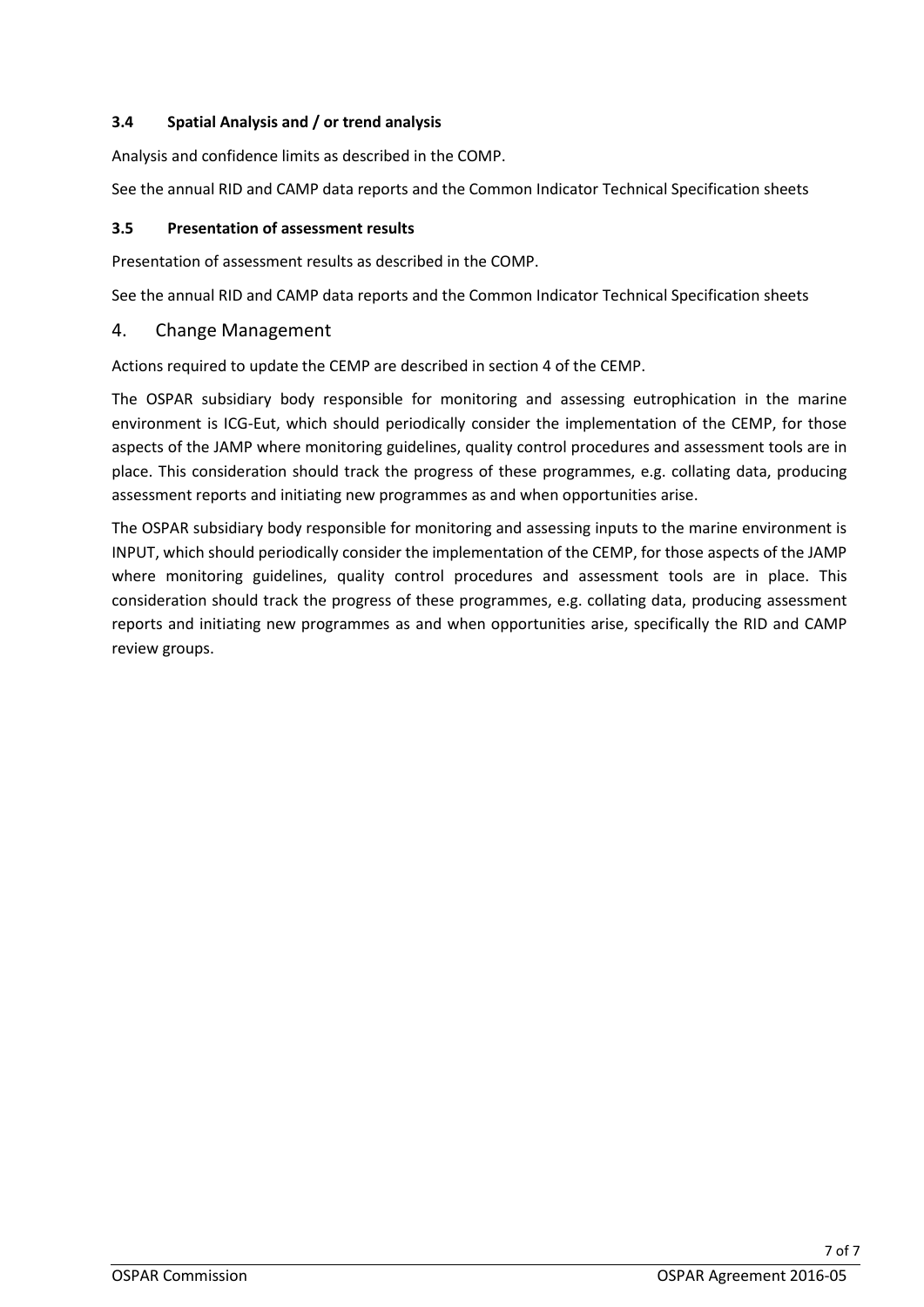### 3.4 Spatial Analysis and / or trend analysis

Analysis and confidence limits as described in the COMP.

See the annual RID and CAMP data reports and the Common Indicator Technical Specification sheets

### 3.5 Presentation of assessment results

Presentation of assessment results as described in the COMP.

See the annual RID and CAMP data reports and the Common Indicator Technical Specification sheets

## 4. Change Management

Actions required to update the CEMP are described in section 4 of the CEMP.

The OSPAR subsidiary body responsible for monitoring and assessing eutrophication in the marine environment is ICG-Eut, which should periodically consider the implementation of the CEMP, for those aspects of the JAMP where monitoring guidelines, quality control procedures and assessment tools are in place. This consideration should track the progress of these programmes, e.g. collating data, producing assessment reports and initiating new programmes as and when opportunities arise.

The OSPAR subsidiary body responsible for monitoring and assessing inputs to the marine environment is INPUT, which should periodically consider the implementation of the CEMP, for those aspects of the JAMP where monitoring guidelines, quality control procedures and assessment tools are in place. This consideration should track the progress of these programmes, e.g. collating data, producing assessment reports and initiating new programmes as and when opportunities arise, specifically the RID and CAMP review groups.